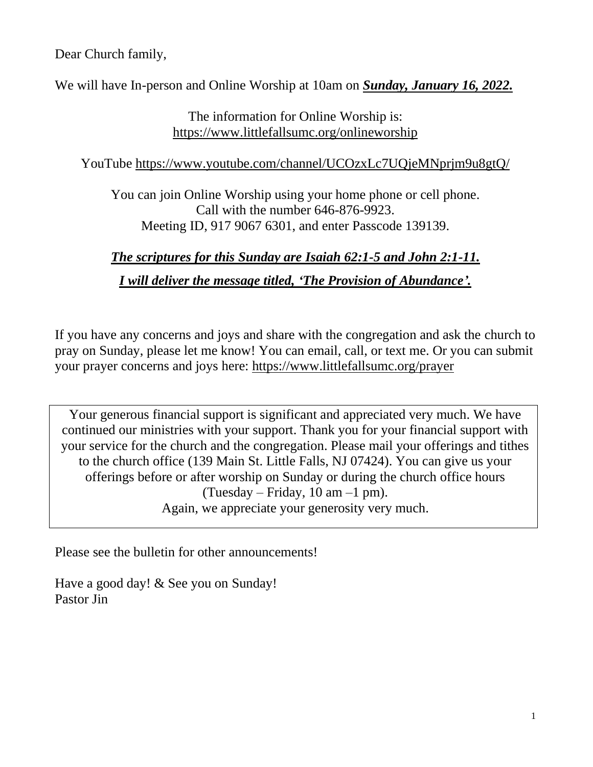Dear Church family,

We will have In-person and Online Worship at 10am on ***Sunday, January 16, 2022.***

The information for Online Worship is:
https://www.littlefallsumc.org/onlineworship

YouTube https://www.youtube.com/channel/UCOzxLc7UQjeMNprjm9u8gtQ/

You can join Online Worship using your home phone or cell phone.
Call with the number 646-876-9923.
Meeting ID, 917 9067 6301, and enter Passcode 139139.

***The scriptures for this Sunday are Isaiah 62:1-5 and John 2:1-11.***

***I will deliver the message titled, 'The Provision of Abundance'.***

If you have any concerns and joys and share with the congregation and ask the church to pray on Sunday, please let me know! You can email, call, or text me. Or you can submit your prayer concerns and joys here: https://www.littlefallsumc.org/prayer

Your generous financial support is significant and appreciated very much. We have continued our ministries with your support. Thank you for your financial support with your service for the church and the congregation. Please mail your offerings and tithes to the church office (139 Main St. Little Falls, NJ 07424). You can give us your offerings before or after worship on Sunday or during the church office hours (Tuesday – Friday, 10 am –1 pm).
Again, we appreciate your generosity very much.

Please see the bulletin for other announcements!

Have a good day! & See you on Sunday!
Pastor Jin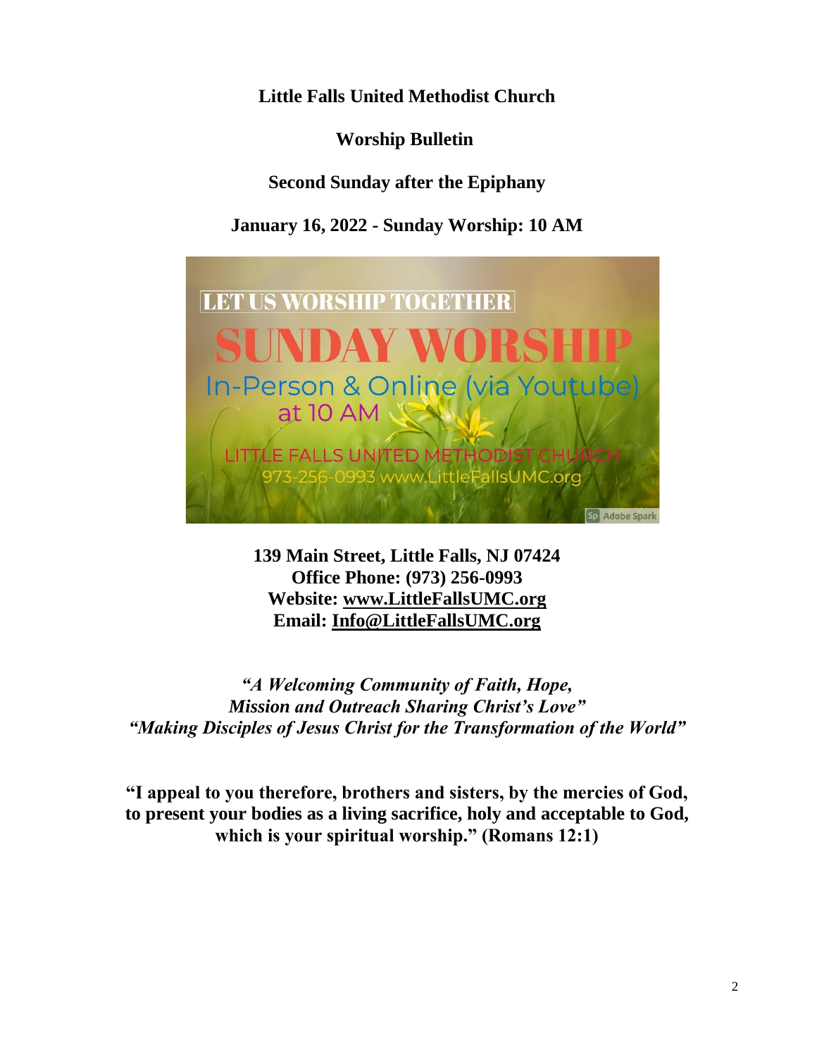**Little Falls United Methodist Church**

**Worship Bulletin**

**Second Sunday after the Epiphany**

**January 16, 2022 - Sunday Worship: 10 AM**

**139 Main Street, Little Falls, NJ 07424**
**Office Phone: (973) 256-0993**
**Website: www.LittleFallsUMC.org**
**Email: Info@LittleFallsUMC.org**

***"A Welcoming Community of Faith, Hope, Mission and Outreach Sharing Christ's Love"***
***"Making Disciples of Jesus Christ for the Transformation of the World"***

**"I appeal to you therefore, brothers and sisters, by the mercies of God, to present your bodies as a living sacrifice, holy and acceptable to God, which is your spiritual worship." (Romans 12:1)**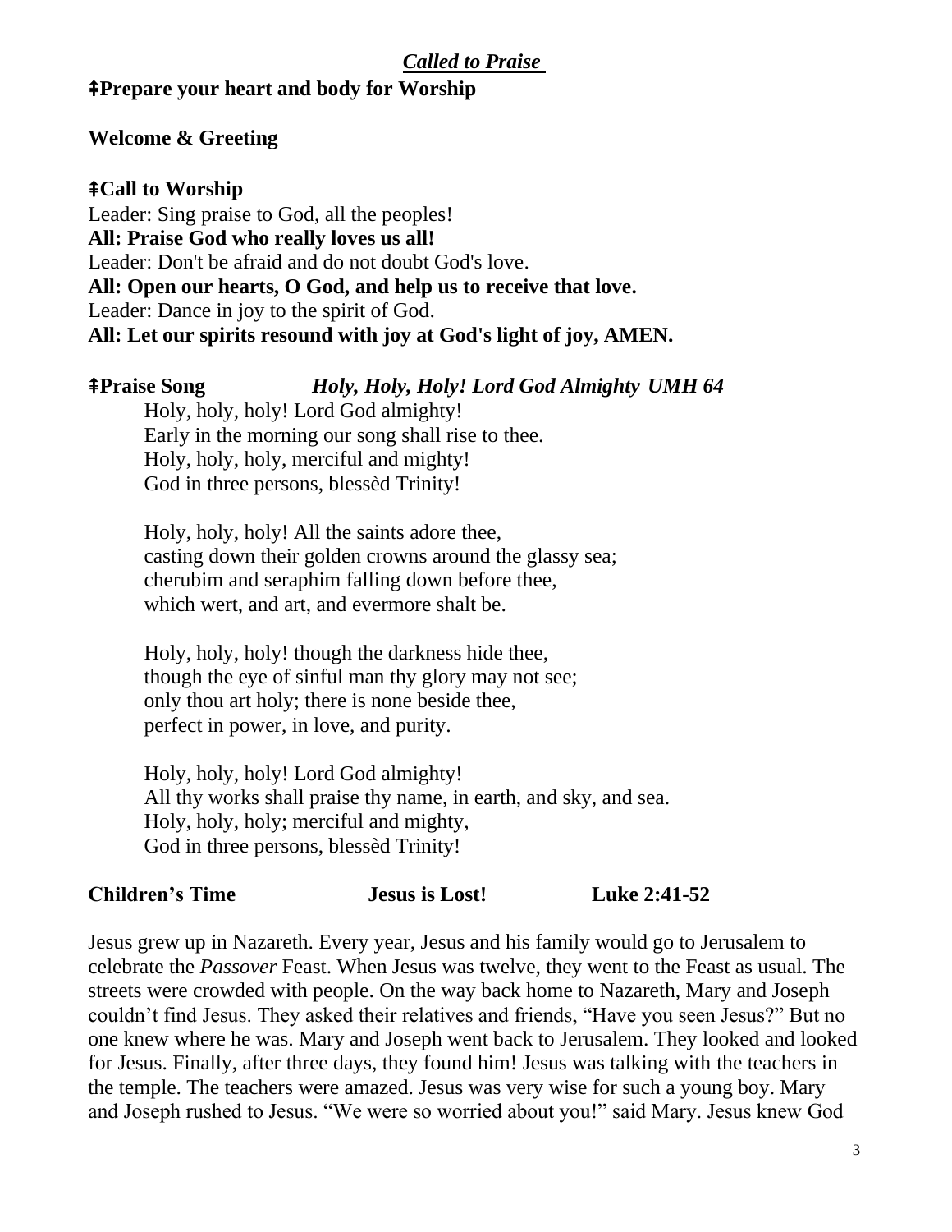***Called to Praise***

**ǂPrepare your heart and body for Worship**

**Welcome & Greeting**

**ǂCall to Worship**

Leader: Sing praise to God, all the peoples!
**All: Praise God who really loves us all!**
Leader: Don't be afraid and do not doubt God's love.
**All: Open our hearts, O God, and help us to receive that love.**
Leader: Dance in joy to the spirit of God.
**All: Let our spirits resound with joy at God's light of joy, AMEN.**

**ǂPraise Song** ***Holy, Holy, Holy! Lord God Almighty UMH 64***

Holy, holy, holy! Lord God almighty!
Early in the morning our song shall rise to thee.
Holy, holy, holy, merciful and mighty!
God in three persons, blessèd Trinity!

Holy, holy, holy! All the saints adore thee,
casting down their golden crowns around the glassy sea;
cherubim and seraphim falling down before thee,
which wert, and art, and evermore shalt be.

Holy, holy, holy! though the darkness hide thee,
though the eye of sinful man thy glory may not see;
only thou art holy; there is none beside thee,
perfect in power, in love, and purity.

Holy, holy, holy! Lord God almighty!
All thy works shall praise thy name, in earth, and sky, and sea.
Holy, holy, holy; merciful and mighty,
God in three persons, blessèd Trinity!

**Children's Time** **Jesus is Lost!** **Luke 2:41-52**

Jesus grew up in Nazareth. Every year, Jesus and his family would go to Jerusalem to celebrate the *Passover* Feast. When Jesus was twelve, they went to the Feast as usual. The streets were crowded with people. On the way back home to Nazareth, Mary and Joseph couldn't find Jesus. They asked their relatives and friends, "Have you seen Jesus?" But no one knew where he was. Mary and Joseph went back to Jerusalem. They looked and looked for Jesus. Finally, after three days, they found him! Jesus was talking with the teachers in the temple. The teachers were amazed. Jesus was very wise for such a young boy. Mary and Joseph rushed to Jesus. "We were so worried about you!" said Mary. Jesus knew God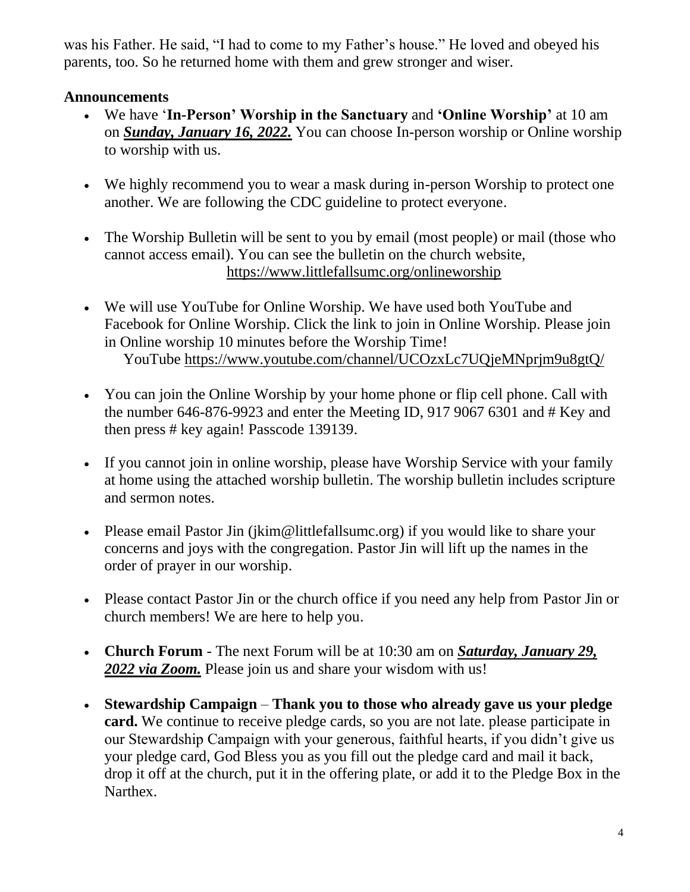was his Father. He said, "I had to come to my Father's house." He loved and obeyed his parents, too. So he returned home with them and grew stronger and wiser.

**Announcements**

- We have '**In-Person' Worship in the Sanctuary** and **'Online Worship'** at 10 am on ***Sunday, January 16, 2022.*** You can choose In-person worship or Online worship to worship with us.

- We highly recommend you to wear a mask during in-person Worship to protect one another. We are following the CDC guideline to protect everyone.

- The Worship Bulletin will be sent to you by email (most people) or mail (those who cannot access email). You can see the bulletin on the church website, https://www.littlefallsumc.org/onlineworship

- We will use YouTube for Online Worship. We have used both YouTube and Facebook for Online Worship. Click the link to join in Online Worship. Please join in Online worship 10 minutes before the Worship Time!
  YouTube https://www.youtube.com/channel/UCOzxLc7UQjeMNprjm9u8gtQ/

- You can join the Online Worship by your home phone or flip cell phone. Call with the number 646-876-9923 and enter the Meeting ID, 917 9067 6301 and # Key and then press # key again! Passcode 139139.

- If you cannot join in online worship, please have Worship Service with your family at home using the attached worship bulletin. The worship bulletin includes scripture and sermon notes.

- Please email Pastor Jin (jkim@littlefallsumc.org) if you would like to share your concerns and joys with the congregation. Pastor Jin will lift up the names in the order of prayer in our worship.

- Please contact Pastor Jin or the church office if you need any help from Pastor Jin or church members! We are here to help you.

- **Church Forum** - The next Forum will be at 10:30 am on ***Saturday, January 29, 2022 via Zoom.*** Please join us and share your wisdom with us!

- **Stewardship Campaign** – **Thank you to those who already gave us your pledge card.** We continue to receive pledge cards, so you are not late. please participate in our Stewardship Campaign with your generous, faithful hearts, if you didn't give us your pledge card, God Bless you as you fill out the pledge card and mail it back, drop it off at the church, put it in the offering plate, or add it to the Pledge Box in the Narthex.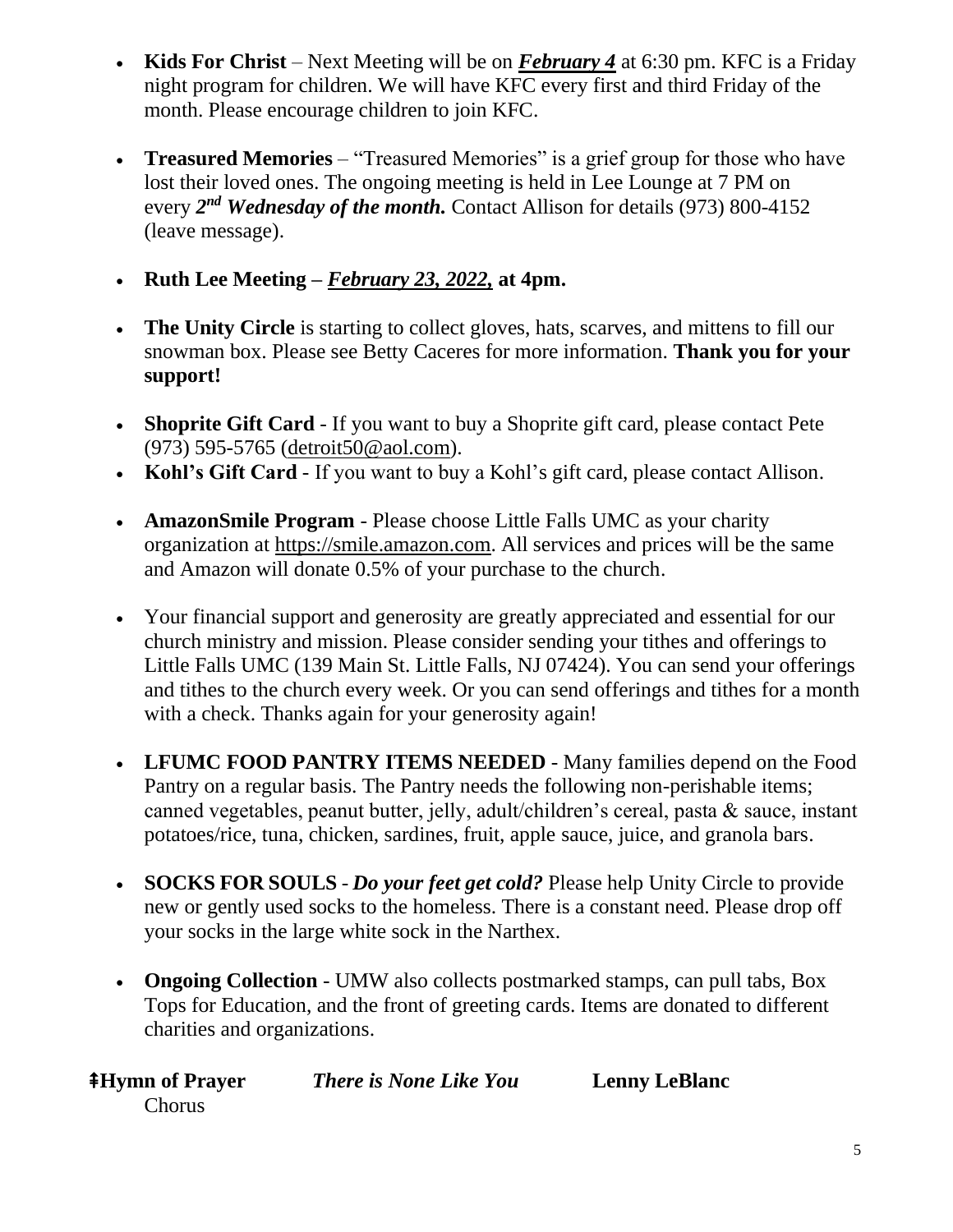- **Kids For Christ** – Next Meeting will be on ***February 4*** at 6:30 pm. KFC is a Friday night program for children. We will have KFC every first and third Friday of the month. Please encourage children to join KFC.

- **Treasured Memories** – "Treasured Memories" is a grief group for those who have lost their loved ones. The ongoing meeting is held in Lee Lounge at 7 PM on every ***2nd Wednesday of the month.*** Contact Allison for details (973) 800-4152 (leave message).

- **Ruth Lee Meeting –** ***February 23, 2022,*** **at 4pm.**

- **The Unity Circle** is starting to collect gloves, hats, scarves, and mittens to fill our snowman box. Please see Betty Caceres for more information. **Thank you for your support!**

- **Shoprite Gift Card** - If you want to buy a Shoprite gift card, please contact Pete (973) 595-5765 (detroit50@aol.com).
- **Kohl's Gift Card** - If you want to buy a Kohl's gift card, please contact Allison.

- **AmazonSmile Program** - Please choose Little Falls UMC as your charity organization at https://smile.amazon.com. All services and prices will be the same and Amazon will donate 0.5% of your purchase to the church.

- Your financial support and generosity are greatly appreciated and essential for our church ministry and mission. Please consider sending your tithes and offerings to Little Falls UMC (139 Main St. Little Falls, NJ 07424). You can send your offerings and tithes to the church every week. Or you can send offerings and tithes for a month with a check. Thanks again for your generosity again!

- **LFUMC FOOD PANTRY ITEMS NEEDED** - Many families depend on the Food Pantry on a regular basis. The Pantry needs the following non-perishable items; canned vegetables, peanut butter, jelly, adult/children's cereal, pasta & sauce, instant potatoes/rice, tuna, chicken, sardines, fruit, apple sauce, juice, and granola bars.

- **SOCKS FOR SOULS** - ***Do your feet get cold?*** Please help Unity Circle to provide new or gently used socks to the homeless. There is a constant need. Please drop off your socks in the large white sock in the Narthex.

- **Ongoing Collection** - UMW also collects postmarked stamps, can pull tabs, Box Tops for Education, and the front of greeting cards. Items are donated to different charities and organizations.

**ǂHymn of Prayer** ***There is None Like You*** **Lenny LeBlanc**

Chorus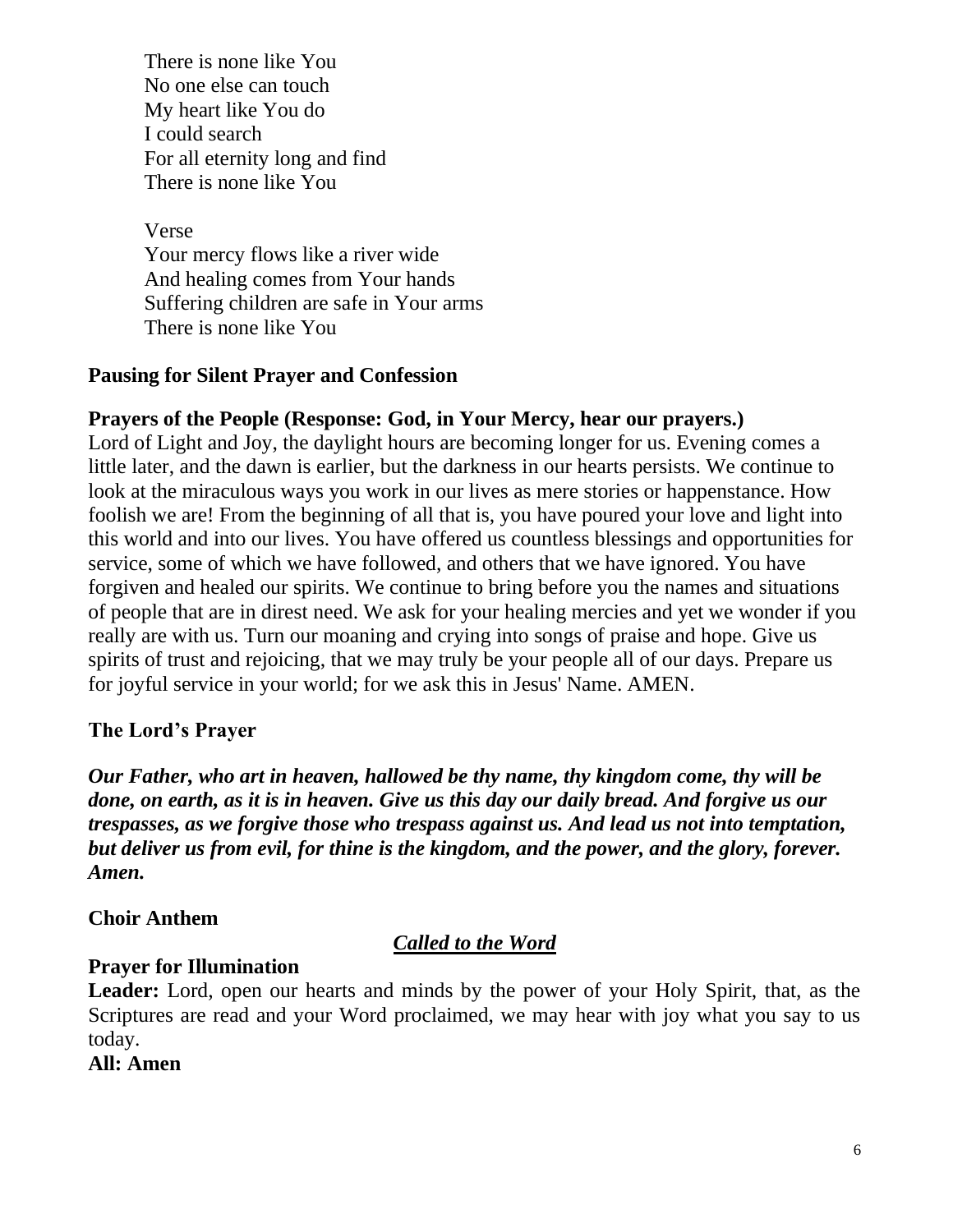There is none like You  
No one else can touch  
My heart like You do  
I could search  
For all eternity long and find  
There is none like You

Verse  
Your mercy flows like a river wide  
And healing comes from Your hands  
Suffering children are safe in Your arms  
There is none like You

**Pausing for Silent Prayer and Confession**

**Prayers of the People (Response: God, in Your Mercy, hear our prayers.)**

Lord of Light and Joy, the daylight hours are becoming longer for us. Evening comes a little later, and the dawn is earlier, but the darkness in our hearts persists. We continue to look at the miraculous ways you work in our lives as mere stories or happenstance. How foolish we are! From the beginning of all that is, you have poured your love and light into this world and into our lives. You have offered us countless blessings and opportunities for service, some of which we have followed, and others that we have ignored. You have forgiven and healed our spirits. We continue to bring before you the names and situations of people that are in direst need. We ask for your healing mercies and yet we wonder if you really are with us. Turn our moaning and crying into songs of praise and hope. Give us spirits of trust and rejoicing, that we may truly be your people all of our days. Prepare us for joyful service in your world; for we ask this in Jesus' Name. AMEN.

**The Lord's Prayer**

***Our Father, who art in heaven, hallowed be thy name, thy kingdom come, thy will be done, on earth, as it is in heaven. Give us this day our daily bread. And forgive us our trespasses, as we forgive those who trespass against us. And lead us not into temptation, but deliver us from evil, for thine is the kingdom, and the power, and the glory, forever. Amen.***

**Choir Anthem**

***Called to the Word***

**Prayer for Illumination**

**Leader:** Lord, open our hearts and minds by the power of your Holy Spirit, that, as the Scriptures are read and your Word proclaimed, we may hear with joy what you say to us today.

**All: Amen**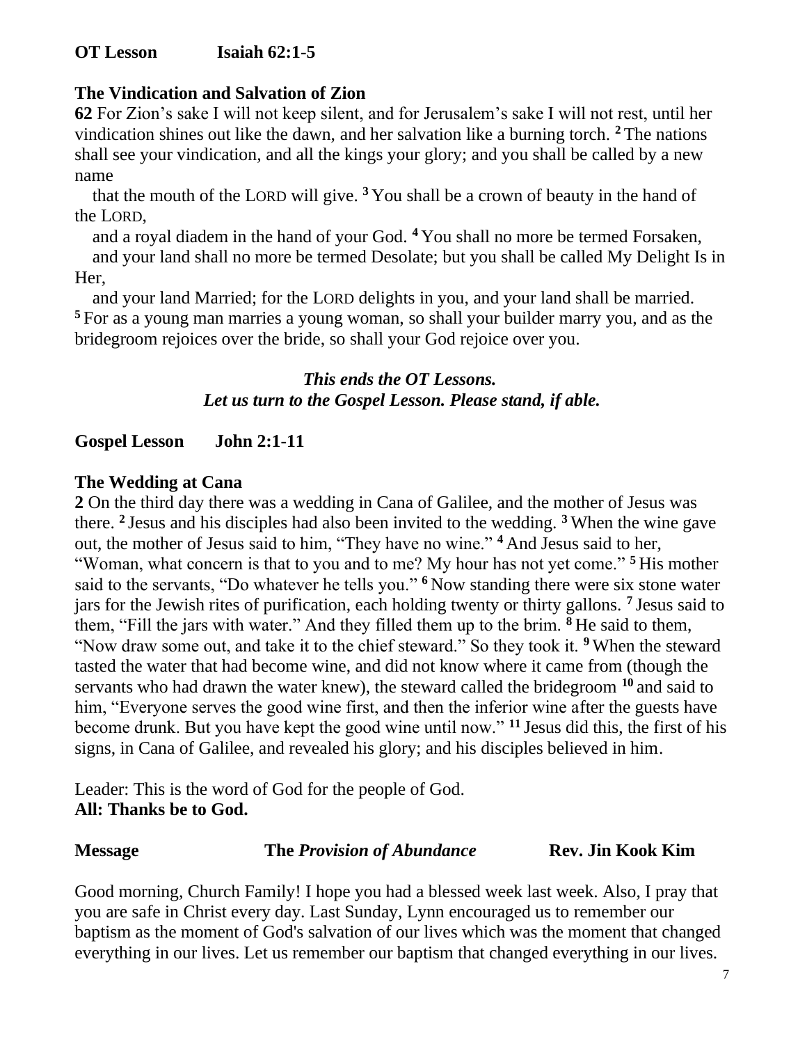**OT Lesson Isaiah 62:1-5**

**The Vindication and Salvation of Zion**

**62** For Zion's sake I will not keep silent, and for Jerusalem's sake I will not rest, until her vindication shines out like the dawn, and her salvation like a burning torch. [2] The nations shall see your vindication, and all the kings your glory; and you shall be called by a new name
that the mouth of the LORD will give. [3] You shall be a crown of beauty in the hand of the LORD,
and a royal diadem in the hand of your God. [4] You shall no more be termed Forsaken,
and your land shall no more be termed Desolate; but you shall be called My Delight Is in Her,
and your land Married; for the LORD delights in you, and your land shall be married. [5] For as a young man marries a young woman, so shall your builder marry you, and as the bridegroom rejoices over the bride, so shall your God rejoice over you.

***This ends the OT Lessons.***
***Let us turn to the Gospel Lesson. Please stand, if able.***

**Gospel Lesson John 2:1-11**

**The Wedding at Cana**

**2** On the third day there was a wedding in Cana of Galilee, and the mother of Jesus was there. [2] Jesus and his disciples had also been invited to the wedding. [3] When the wine gave out, the mother of Jesus said to him, "They have no wine." [4] And Jesus said to her, "Woman, what concern is that to you and to me? My hour has not yet come." [5] His mother said to the servants, "Do whatever he tells you." [6] Now standing there were six stone water jars for the Jewish rites of purification, each holding twenty or thirty gallons. [7] Jesus said to them, "Fill the jars with water." And they filled them up to the brim. [8] He said to them, "Now draw some out, and take it to the chief steward." So they took it. [9] When the steward tasted the water that had become wine, and did not know where it came from (though the servants who had drawn the water knew), the steward called the bridegroom [10] and said to him, "Everyone serves the good wine first, and then the inferior wine after the guests have become drunk. But you have kept the good wine until now." [11] Jesus did this, the first of his signs, in Cana of Galilee, and revealed his glory; and his disciples believed in him.

Leader: This is the word of God for the people of God.
**All: Thanks be to God.**

**Message The *Provision of Abundance* Rev. Jin Kook Kim**

Good morning, Church Family! I hope you had a blessed week last week. Also, I pray that you are safe in Christ every day. Last Sunday, Lynn encouraged us to remember our baptism as the moment of God's salvation of our lives which was the moment that changed everything in our lives. Let us remember our baptism that changed everything in our lives.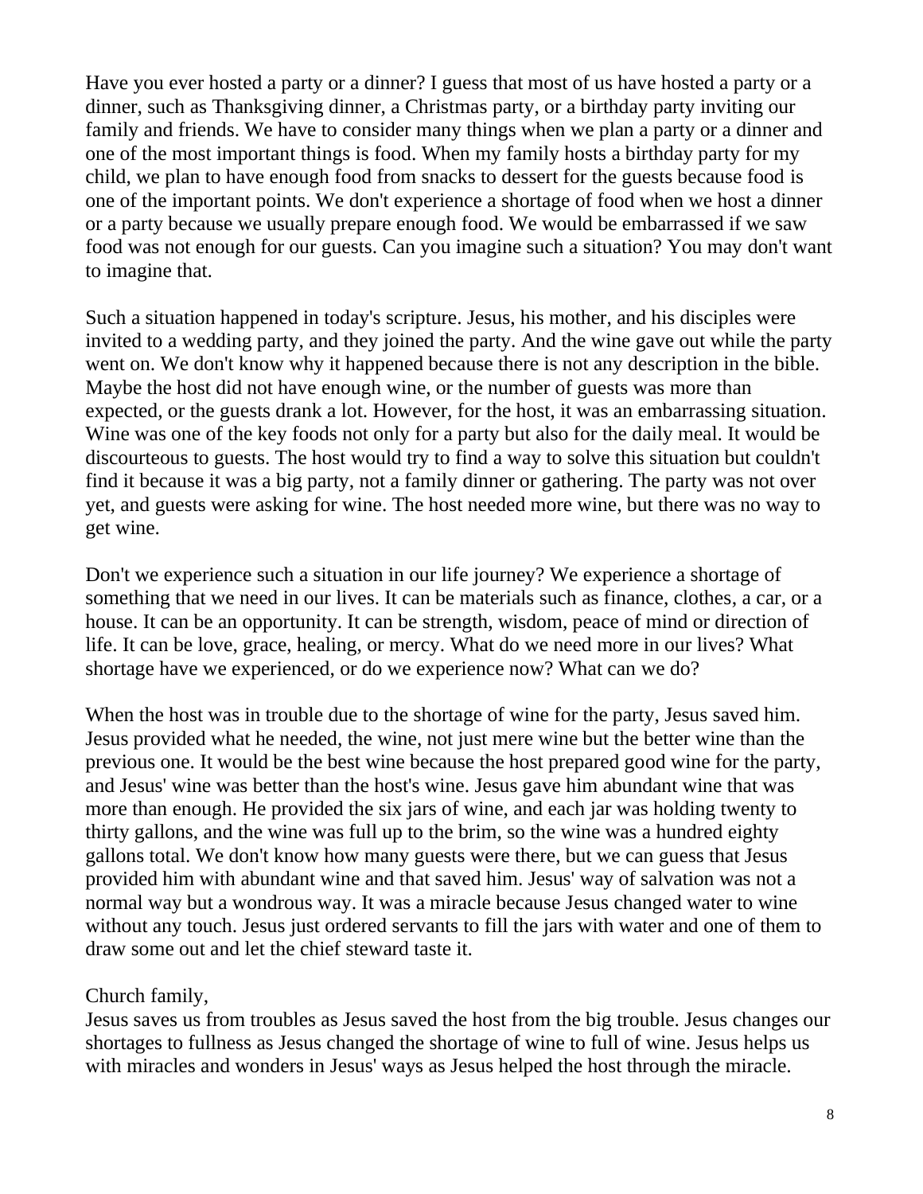Have you ever hosted a party or a dinner? I guess that most of us have hosted a party or a dinner, such as Thanksgiving dinner, a Christmas party, or a birthday party inviting our family and friends. We have to consider many things when we plan a party or a dinner and one of the most important things is food. When my family hosts a birthday party for my child, we plan to have enough food from snacks to dessert for the guests because food is one of the important points. We don't experience a shortage of food when we host a dinner or a party because we usually prepare enough food. We would be embarrassed if we saw food was not enough for our guests. Can you imagine such a situation? You may don't want to imagine that.

Such a situation happened in today's scripture. Jesus, his mother, and his disciples were invited to a wedding party, and they joined the party. And the wine gave out while the party went on. We don't know why it happened because there is not any description in the bible. Maybe the host did not have enough wine, or the number of guests was more than expected, or the guests drank a lot. However, for the host, it was an embarrassing situation. Wine was one of the key foods not only for a party but also for the daily meal. It would be discourteous to guests. The host would try to find a way to solve this situation but couldn't find it because it was a big party, not a family dinner or gathering. The party was not over yet, and guests were asking for wine. The host needed more wine, but there was no way to get wine.

Don't we experience such a situation in our life journey? We experience a shortage of something that we need in our lives. It can be materials such as finance, clothes, a car, or a house. It can be an opportunity. It can be strength, wisdom, peace of mind or direction of life. It can be love, grace, healing, or mercy. What do we need more in our lives? What shortage have we experienced, or do we experience now? What can we do?

When the host was in trouble due to the shortage of wine for the party, Jesus saved him. Jesus provided what he needed, the wine, not just mere wine but the better wine than the previous one. It would be the best wine because the host prepared good wine for the party, and Jesus' wine was better than the host's wine. Jesus gave him abundant wine that was more than enough. He provided the six jars of wine, and each jar was holding twenty to thirty gallons, and the wine was full up to the brim, so the wine was a hundred eighty gallons total. We don't know how many guests were there, but we can guess that Jesus provided him with abundant wine and that saved him. Jesus' way of salvation was not a normal way but a wondrous way. It was a miracle because Jesus changed water to wine without any touch. Jesus just ordered servants to fill the jars with water and one of them to draw some out and let the chief steward taste it.

Church family,
Jesus saves us from troubles as Jesus saved the host from the big trouble. Jesus changes our shortages to fullness as Jesus changed the shortage of wine to full of wine. Jesus helps us with miracles and wonders in Jesus' ways as Jesus helped the host through the miracle.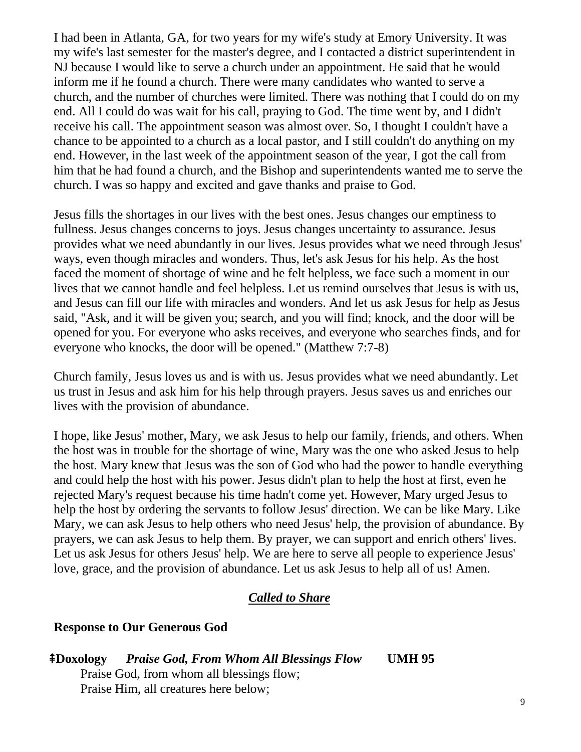I had been in Atlanta, GA, for two years for my wife's study at Emory University. It was my wife's last semester for the master's degree, and I contacted a district superintendent in NJ because I would like to serve a church under an appointment. He said that he would inform me if he found a church. There were many candidates who wanted to serve a church, and the number of churches were limited. There was nothing that I could do on my end. All I could do was wait for his call, praying to God. The time went by, and I didn't receive his call. The appointment season was almost over. So, I thought I couldn't have a chance to be appointed to a church as a local pastor, and I still couldn't do anything on my end. However, in the last week of the appointment season of the year, I got the call from him that he had found a church, and the Bishop and superintendents wanted me to serve the church. I was so happy and excited and gave thanks and praise to God.

Jesus fills the shortages in our lives with the best ones. Jesus changes our emptiness to fullness. Jesus changes concerns to joys. Jesus changes uncertainty to assurance. Jesus provides what we need abundantly in our lives. Jesus provides what we need through Jesus' ways, even though miracles and wonders. Thus, let's ask Jesus for his help. As the host faced the moment of shortage of wine and he felt helpless, we face such a moment in our lives that we cannot handle and feel helpless. Let us remind ourselves that Jesus is with us, and Jesus can fill our life with miracles and wonders. And let us ask Jesus for help as Jesus said, "Ask, and it will be given you; search, and you will find; knock, and the door will be opened for you. For everyone who asks receives, and everyone who searches finds, and for everyone who knocks, the door will be opened." (Matthew 7:7-8)

Church family, Jesus loves us and is with us. Jesus provides what we need abundantly. Let us trust in Jesus and ask him for his help through prayers. Jesus saves us and enriches our lives with the provision of abundance.

I hope, like Jesus' mother, Mary, we ask Jesus to help our family, friends, and others. When the host was in trouble for the shortage of wine, Mary was the one who asked Jesus to help the host. Mary knew that Jesus was the son of God who had the power to handle everything and could help the host with his power. Jesus didn't plan to help the host at first, even he rejected Mary's request because his time hadn't come yet. However, Mary urged Jesus to help the host by ordering the servants to follow Jesus' direction. We can be like Mary. Like Mary, we can ask Jesus to help others who need Jesus' help, the provision of abundance. By prayers, we can ask Jesus to help them. By prayer, we can support and enrich others' lives. Let us ask Jesus for others Jesus' help. We are here to serve all people to experience Jesus' love, grace, and the provision of abundance. Let us ask Jesus to help all of us! Amen.

## ***Called to Share***

**Response to Our Generous God**

**⇞Doxology** ***Praise God, From Whom All Blessings Flow*** **UMH 95**

Praise God, from whom all blessings flow;
Praise Him, all creatures here below;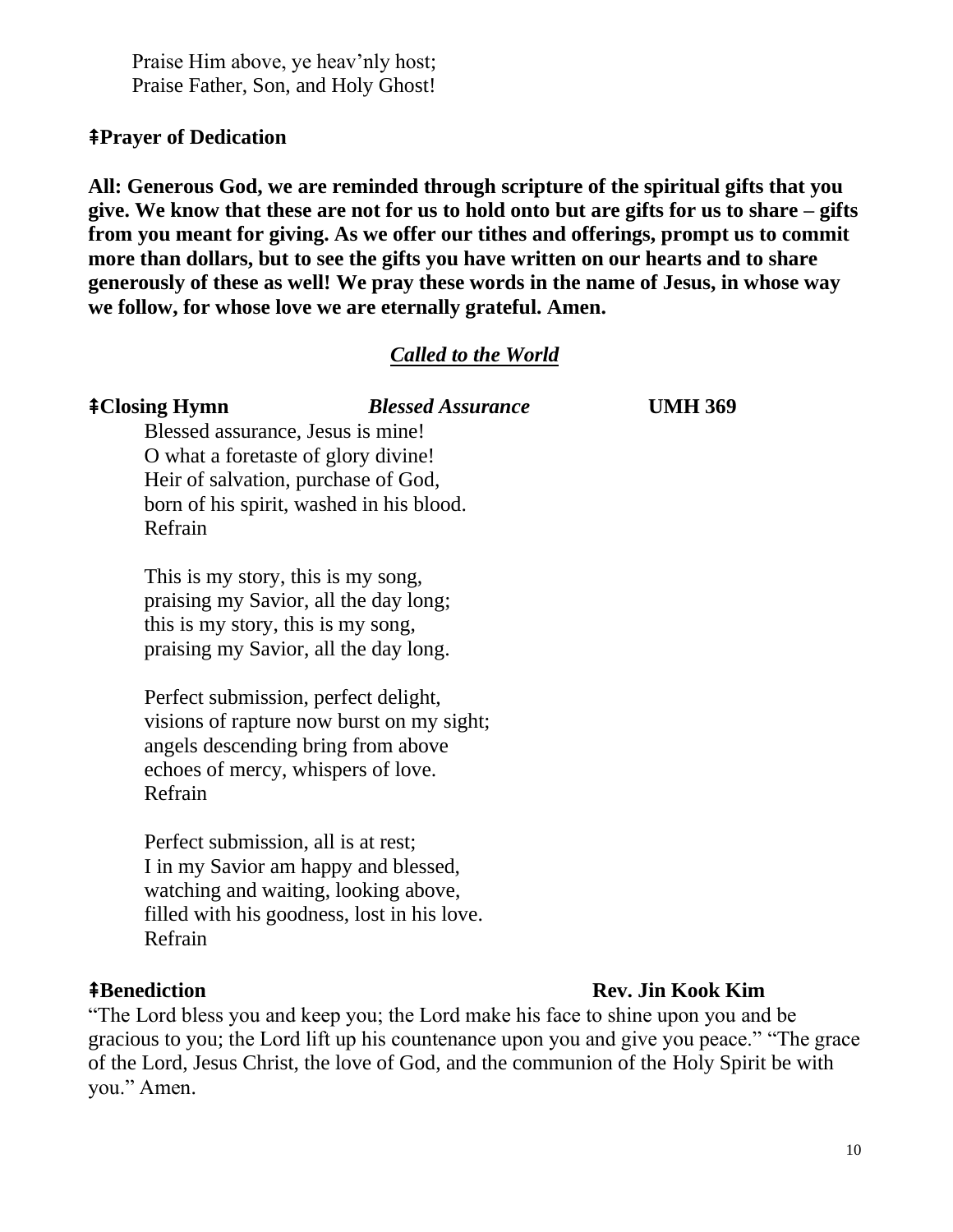Praise Him above, ye heav'nly host;
Praise Father, Son, and Holy Ghost!

**ǂPrayer of Dedication**

**All: Generous God, we are reminded through scripture of the spiritual gifts that you give. We know that these are not for us to hold onto but are gifts for us to share – gifts from you meant for giving. As we offer our tithes and offerings, prompt us to commit more than dollars, but to see the gifts you have written on our hearts and to share generously of these as well! We pray these words in the name of Jesus, in whose way we follow, for whose love we are eternally grateful. Amen.**

## ***Called to the World***

**ǂClosing Hymn** ***Blessed Assurance*** **UMH 369**

Blessed assurance, Jesus is mine!
O what a foretaste of glory divine!
Heir of salvation, purchase of God,
born of his spirit, washed in his blood.
Refrain

This is my story, this is my song,
praising my Savior, all the day long;
this is my story, this is my song,
praising my Savior, all the day long.

Perfect submission, perfect delight,
visions of rapture now burst on my sight;
angels descending bring from above
echoes of mercy, whispers of love.
Refrain

Perfect submission, all is at rest;
I in my Savior am happy and blessed,
watching and waiting, looking above,
filled with his goodness, lost in his love.
Refrain

**ǂBenediction** **Rev. Jin Kook Kim**

"The Lord bless you and keep you; the Lord make his face to shine upon you and be gracious to you; the Lord lift up his countenance upon you and give you peace." "The grace of the Lord, Jesus Christ, the love of God, and the communion of the Holy Spirit be with you." Amen.